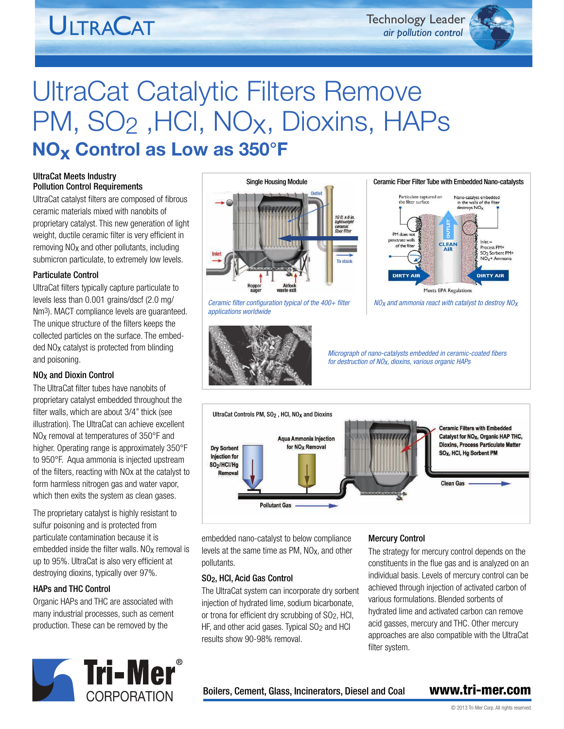# UltraCat Catalytic Filters Remove PM, $SO_2$, HCl, $NO_X$, Dioxins, HAPs

## $NO_X$ Control as Low as 350°F

### UltraCat Meets Industry Pollution Control Requirements

UltraCat catalyst filters are composed of fibrous ceramic materials mixed with nanobits of proprietary catalyst. This new generation of light weight, ductile ceramic filter is very efficient in removing $NO_X$ and other pollutants, including submicron particulate, to extremely low levels.

### Particulate Control

UltraCat filters typically capture particulate to levels less than 0.001 grains/dscf (2.0 mg/ $Nm^3$). MACT compliance levels are guaranteed. The unique structure of the filters keeps the collected particles on the surface. The embedded $NO_X$ catalyst is protected from blinding and poisoning.

### $NO_X$ and Dioxin Control

The UltraCat filter tubes have nanobits of proprietary catalyst embedded throughout the filter walls, which are about 3/4" thick (see illustration). The UltraCat can achieve excellent $NO_X$ removal at temperatures of 350°F and higher. Operating range is approximately 350°F to 950°F. Aqua ammonia is injected upstream of the filters, reacting with NOx at the catalyst to form harmless nitrogen gas and water vapor, which then exits the system as clean gases.

The proprietary catalyst is highly resistant to sulfur poisoning and is protected from particulate contamination because it is embedded inside the filter walls. $NO_X$ removal is up to 95%. UltraCat is also very efficient at destroying dioxins, typically over 97%.

### HAPs and THC Control

Organic HAPs and THC are associated with many industrial processes, such as cement production. These can be removed by the embedded nano-catalyst to below compliance levels at the same time as PM, $NO_X$, and other pollutants.

Ceramic filter configuration typical of the 400+ filter applications worldwide

$NO_X$ and ammonia react with catalyst to destroy $NO_X$

Micrograph of nano-catalysts embedded in ceramic-coated fibers for destruction of $NO_X$, dioxins, various organic HAPs

### $SO_2$, HCl, Acid Gas Control

The UltraCat system can incorporate dry sorbent injection of hydrated lime, sodium bicarbonate, or trona for efficient dry scrubbing of $SO_2$, HCl, HF, and other acid gases. Typical $SO_2$ and HCl results show 90-98% removal.

### Mercury Control

The strategy for mercury control depends on the constituents in the flue gas and is analyzed on an individual basis. Levels of mercury control can be achieved through injection of activated carbon of various formulations. Blended sorbents of hydrated lime and activated carbon can remove acid gasses, mercury and THC. Other mercury approaches are also compatible with the UltraCat filter system.

Boilers, Cement, Glass, Incinerators, Diesel and Coal — www.tri-mer.com

© 2013 Tri-Mer Corp. All rights reserved.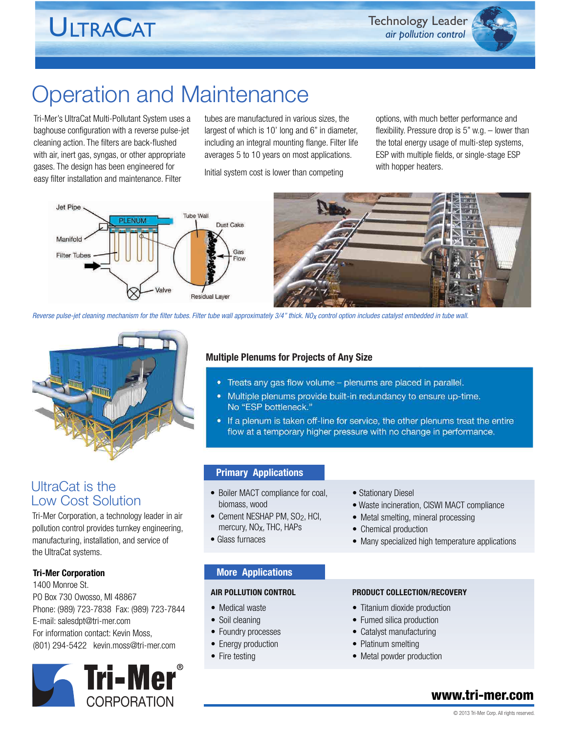# Operation and Maintenance

Tri-Mer's UltraCat Multi-Pollutant System uses a baghouse configuration with a reverse pulse-jet cleaning action. The filters are back-flushed with air, inert gas, syngas, or other appropriate gases. The design has been engineered for easy filter installation and maintenance. Filter tubes are manufactured in various sizes, the largest of which is 10' long and 6" in diameter, including an integral mounting flange. Filter life averages 5 to 10 years on most applications.

Initial system cost is lower than competing options, with much better performance and flexibility. Pressure drop is 5" w.g. – lower than the total energy usage of multi-step systems, ESP with multiple fields, or single-stage ESP with hopper heaters.

Jet Pipe
PLENUM
Manifold
Filter Tubes
Valve
Tube Wall
Dust Cake
Gas Flow
Residual Layer

*Reverse pulse-jet cleaning mechanism for the filter tubes. Filter tube wall approximately 3/4" thick. $NO_X$ control option includes catalyst embedded in tube wall.*

## Multiple Plenums for Projects of Any Size

- Treats any gas flow volume – plenums are placed in parallel.
- Multiple plenums provide built-in redundancy to ensure up-time. No "ESP bottleneck."
- If a plenum is taken off-line for service, the other plenums treat the entire flow at a temporary higher pressure with no change in performance.

## UltraCat is the Low Cost Solution

Tri-Mer Corporation, a technology leader in air pollution control provides turnkey engineering, manufacturing, installation, and service of the UltraCat systems.

**Tri-Mer Corporation**
1400 Monroe St.
PO Box 730 Owosso, MI 48867
Phone: (989) 723-7838 Fax: (989) 723-7844
E-mail: salesdpt@tri-mer.com
For information contact: Kevin Moss,
(801) 294-5422 kevin.moss@tri-mer.com

## Primary Applications

- Boiler MACT compliance for coal, biomass, wood
- Cement NESHAP PM, $SO_2$, HCl, mercury, $NO_X$, THC, HAPs
- Glass furnaces
- Stationary Diesel
- Waste incineration, CISWI MACT compliance
- Metal smelting, mineral processing
- Chemical production
- Many specialized high temperature applications

## More Applications

**AIR POLLUTION CONTROL**

- Medical waste
- Soil cleaning
- Foundry processes
- Energy production
- Fire testing

**PRODUCT COLLECTION/RECOVERY**

- Titanium dioxide production
- Fumed silica production
- Catalyst manufacturing
- Platinum smelting
- Metal powder production

**www.tri-mer.com**

© 2013 Tri-Mer Corp. All rights reserved.